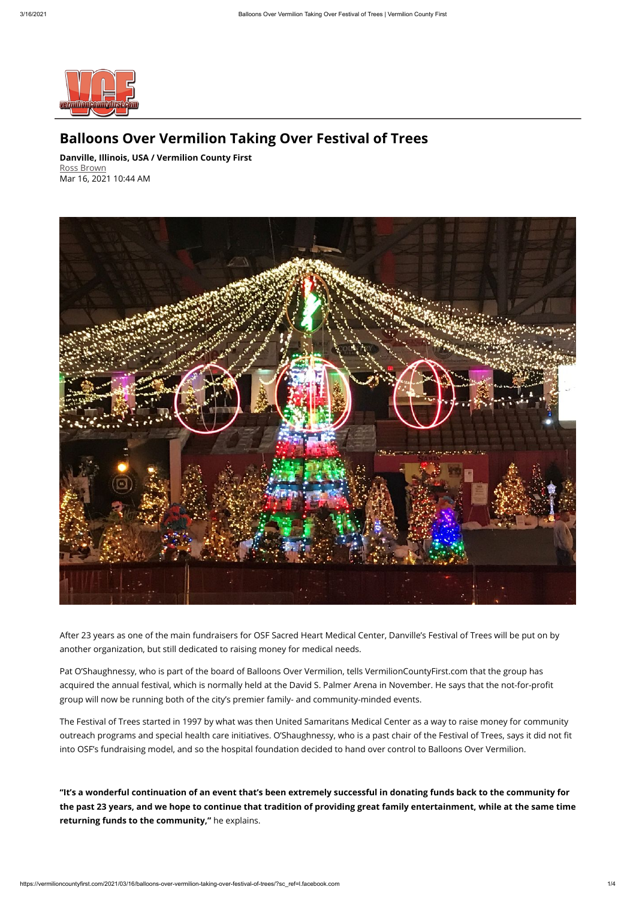# Balloons Over Vermilion Taking Over Festival of Trees

**Danville, Illinois, USA / Vermilion County First**
Ross Brown
Mar 16, 2021 10:44 AM

After 23 years as one of the main fundraisers for OSF Sacred Heart Medical Center, Danville's Festival of Trees will be put on by another organization, but still dedicated to raising money for medical needs.

Pat O'Shaughnessy, who is part of the board of Balloons Over Vermilion, tells VermilionCountyFirst.com that the group has acquired the annual festival, which is normally held at the David S. Palmer Arena in November. He says that the not-for-profit group will now be running both of the city's premier family- and community-minded events.

The Festival of Trees started in 1997 by what was then United Samaritans Medical Center as a way to raise money for community outreach programs and special health care initiatives. O'Shaughnessy, who is a past chair of the Festival of Trees, says it did not fit into OSF's fundraising model, and so the hospital foundation decided to hand over control to Balloons Over Vermilion.

**"It's a wonderful continuation of an event that's been extremely successful in donating funds back to the community for the past 23 years, and we hope to continue that tradition of providing great family entertainment, while at the same time returning funds to the community,"** he explains.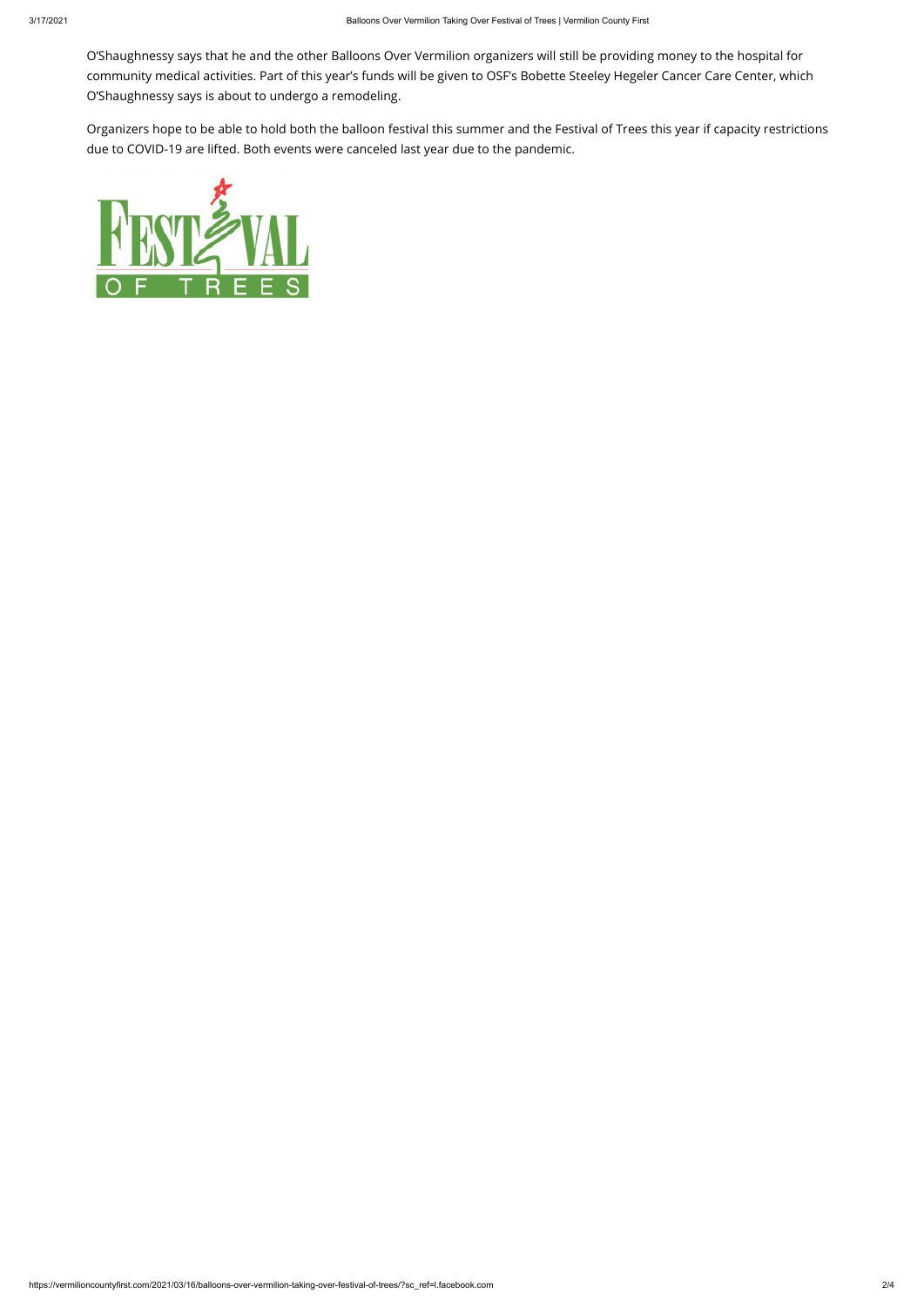O'Shaughnessy says that he and the other Balloons Over Vermilion organizers will still be providing money to the hospital for community medical activities. Part of this year's funds will be given to OSF's Bobette Steeley Hegeler Cancer Care Center, which O'Shaughnessy says is about to undergo a remodeling.

Organizers hope to be able to hold both the balloon festival this summer and the Festival of Trees this year if capacity restrictions due to COVID-19 are lifted. Both events were canceled last year due to the pandemic.

FESTIVAL OF TREES